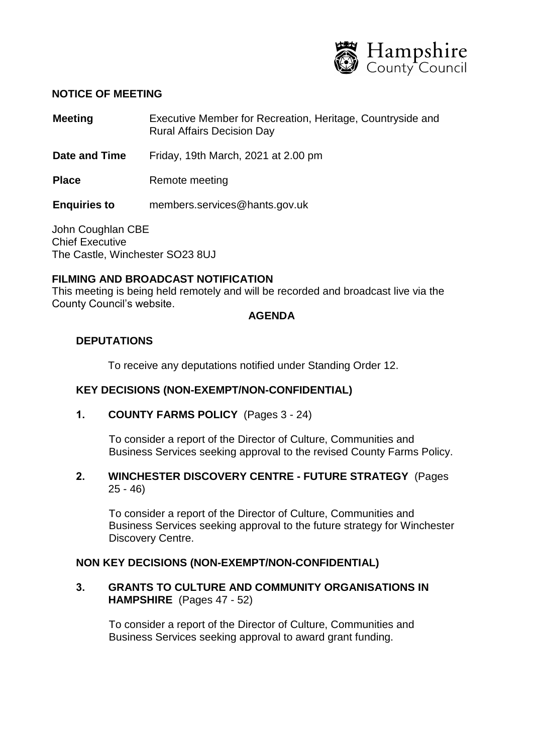Hampshire County Council

**NOTICE OF MEETING**

| | |
|---|---|
| **Meeting** | Executive Member for Recreation, Heritage, Countryside and Rural Affairs Decision Day |
| **Date and Time** | Friday, 19th March, 2021 at 2.00 pm |
| **Place** | Remote meeting |
| **Enquiries to** | members.services@hants.gov.uk |

John Coughlan CBE
Chief Executive
The Castle, Winchester SO23 8UJ

**FILMING AND BROADCAST NOTIFICATION**

This meeting is being held remotely and will be recorded and broadcast live via the County Council's website.

**AGENDA**

**DEPUTATIONS**

To receive any deputations notified under Standing Order 12.

**KEY DECISIONS (NON-EXEMPT/NON-CONFIDENTIAL)**

**1. COUNTY FARMS POLICY** (Pages 3 - 24)

To consider a report of the Director of Culture, Communities and Business Services seeking approval to the revised County Farms Policy.

**2. WINCHESTER DISCOVERY CENTRE - FUTURE STRATEGY** (Pages 25 - 46)

To consider a report of the Director of Culture, Communities and Business Services seeking approval to the future strategy for Winchester Discovery Centre.

**NON KEY DECISIONS (NON-EXEMPT/NON-CONFIDENTIAL)**

**3. GRANTS TO CULTURE AND COMMUNITY ORGANISATIONS IN HAMPSHIRE** (Pages 47 - 52)

To consider a report of the Director of Culture, Communities and Business Services seeking approval to award grant funding.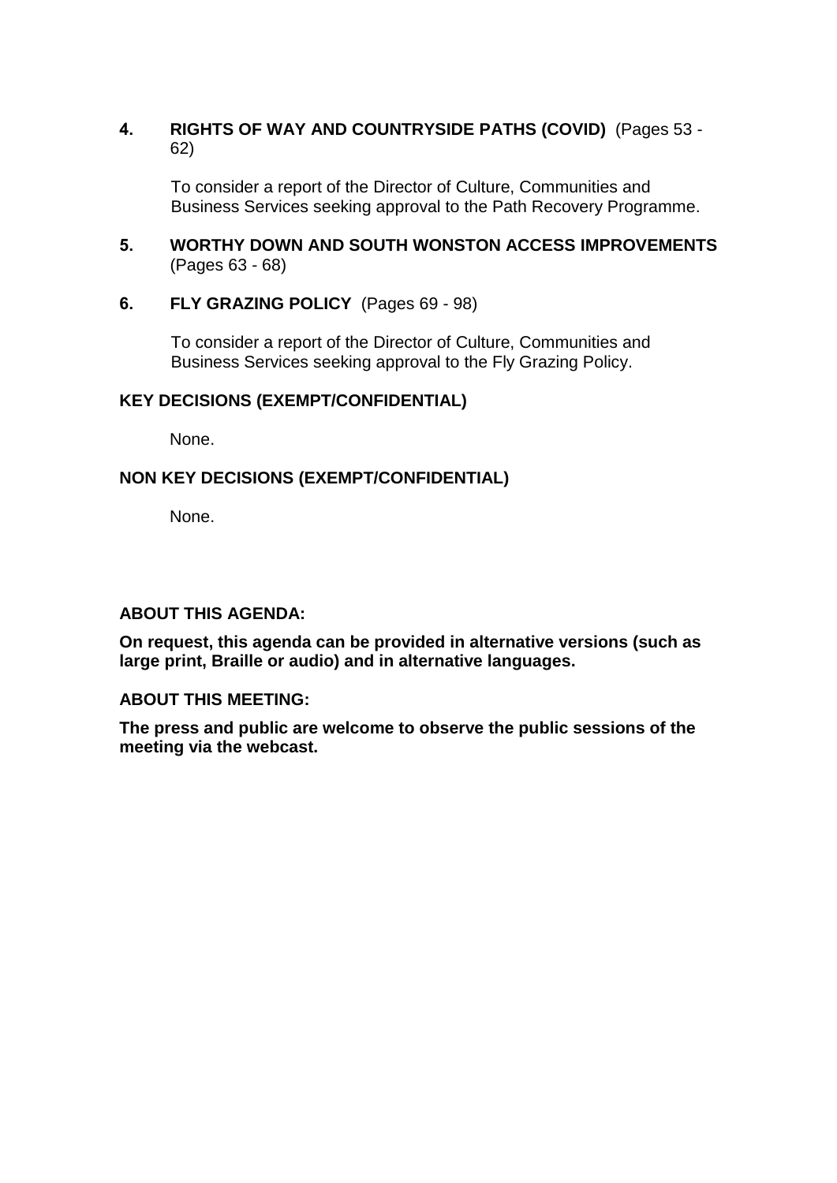**4. RIGHTS OF WAY AND COUNTRYSIDE PATHS (COVID)** (Pages 53 - 62)

To consider a report of the Director of Culture, Communities and Business Services seeking approval to the Path Recovery Programme.

**5. WORTHY DOWN AND SOUTH WONSTON ACCESS IMPROVEMENTS** (Pages 63 - 68)

**6. FLY GRAZING POLICY** (Pages 69 - 98)

To consider a report of the Director of Culture, Communities and Business Services seeking approval to the Fly Grazing Policy.

**KEY DECISIONS (EXEMPT/CONFIDENTIAL)**

None.

**NON KEY DECISIONS (EXEMPT/CONFIDENTIAL)**

None.

**ABOUT THIS AGENDA:**

**On request, this agenda can be provided in alternative versions (such as large print, Braille or audio) and in alternative languages.**

**ABOUT THIS MEETING:**

**The press and public are welcome to observe the public sessions of the meeting via the webcast.**